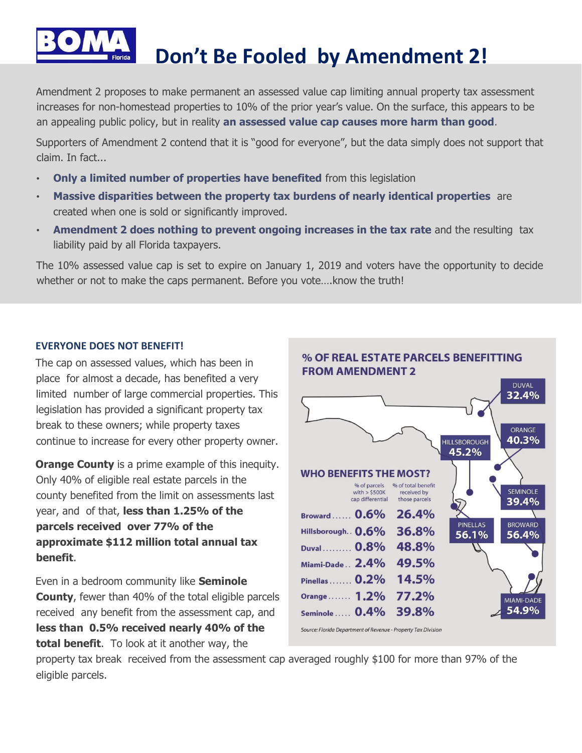# Don't Be Fooled by Amendment 2!

BOMA Florida

Amendment 2 proposes to make permanent an assessed value cap limiting annual property tax assessment increases for non-homestead properties to 10% of the prior year's value. On the surface, this appears to be an appealing public policy, but in reality **an assessed value cap causes more harm than good**.

Supporters of Amendment 2 contend that it is "good for everyone", but the data simply does not support that claim. In fact...

- **Only a limited number of properties have benefited** from this legislation
- **Massive disparities between the property tax burdens of nearly identical properties** are created when one is sold or significantly improved.
- **Amendment 2 does nothing to prevent ongoing increases in the tax rate** and the resulting tax liability paid by all Florida taxpayers.

The 10% assessed value cap is set to expire on January 1, 2019 and voters have the opportunity to decide whether or not to make the caps permanent. Before you vote….know the truth!

## EVERYONE DOES NOT BENEFIT!

The cap on assessed values, which has been in place for almost a decade, has benefited a very limited number of large commercial properties. This legislation has provided a significant property tax break to these owners; while property taxes continue to increase for every other property owner.

**Orange County** is a prime example of this inequity. Only 40% of eligible real estate parcels in the county benefited from the limit on assessments last year, and of that, **less than 1.25% of the parcels received over 77% of the approximate $112 million total annual tax benefit**.

Even in a bedroom community like **Seminole County**, fewer than 40% of the total eligible parcels received any benefit from the assessment cap, and **less than 0.5% received nearly 40% of the total benefit**. To look at it another way, the property tax break received from the assessment cap averaged roughly $100 for more than 97% of the eligible parcels.

### % OF REAL ESTATE PARCELS BENEFITTING FROM AMENDMENT 2

| County | % of parcels benefitting |
|---|---|
| Duval | 32.4% |
| Orange | 40.3% |
| Hillsborough | 45.2% |
| Seminole | 39.4% |
| Pinellas | 56.1% |
| Broward | 56.4% |
| Miami-Dade | 54.9% |

### WHO BENEFITS THE MOST?

| County | % of parcels with > $500K cap differential | % of total benefit received by those parcels |
|---|---|---|
| Broward | 0.6% | 26.4% |
| Hillsborough | 0.6% | 36.8% |
| Duval | 0.8% | 48.8% |
| Miami-Dade | 2.4% | 49.5% |
| Pinellas | 0.2% | 14.5% |
| Orange | 1.2% | 77.2% |
| Seminole | 0.4% | 39.8% |

*Source: Florida Department of Revenue - Property Tax Division*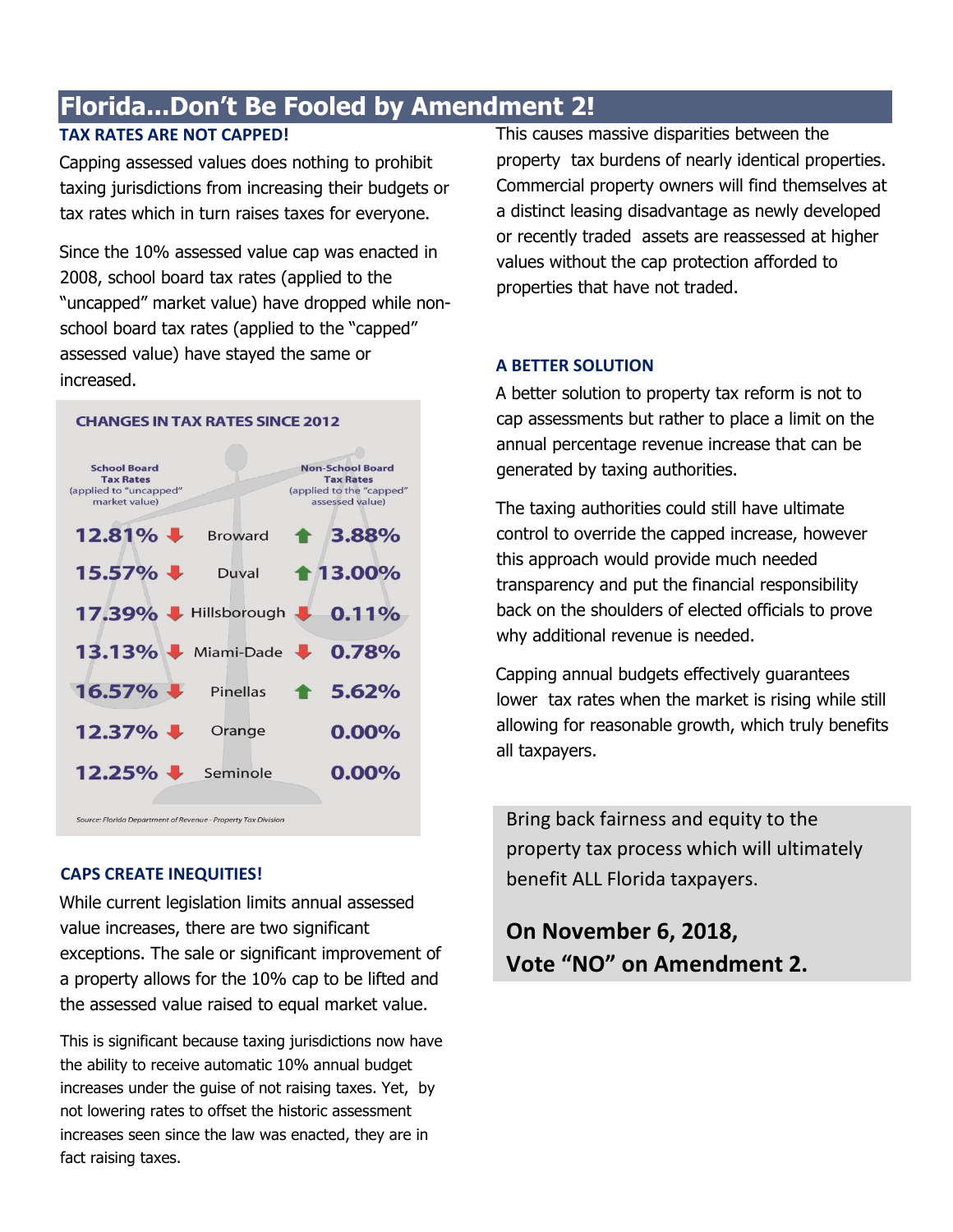# Florida...Don't Be Fooled by Amendment 2!

### TAX RATES ARE NOT CAPPED!

Capping assessed values does nothing to prohibit taxing jurisdictions from increasing their budgets or tax rates which in turn raises taxes for everyone.

Since the 10% assessed value cap was enacted in 2008, school board tax rates (applied to the "uncapped" market value) have dropped while non-school board tax rates (applied to the "capped" assessed value) have stayed the same or increased.

CHANGES IN TAX RATES SINCE 2012

School Board Tax Rates (applied to "uncapped" market value)

Non-School Board Tax Rates (applied to the "capped" assessed value)

12.81% Broward 3.88%

15.57% Duval 13.00%

17.39% Hillsborough 0.11%

13.13% Miami-Dade 0.78%

16.57% Pinellas 5.62%

12.37% Orange 0.00%

12.25% Seminole 0.00%

Source: Florida Department of Revenue - Property Tax Division

### CAPS CREATE INEQUITIES!

While current legislation limits annual assessed value increases, there are two significant exceptions. The sale or significant improvement of a property allows for the 10% cap to be lifted and the assessed value raised to equal market value.

This is significant because taxing jurisdictions now have the ability to receive automatic 10% annual budget increases under the guise of not raising taxes. Yet, by not lowering rates to offset the historic assessment increases seen since the law was enacted, they are in fact raising taxes.

This causes massive disparities between the property tax burdens of nearly identical properties. Commercial property owners will find themselves at a distinct leasing disadvantage as newly developed or recently traded assets are reassessed at higher values without the cap protection afforded to properties that have not traded.

### A BETTER SOLUTION

A better solution to property tax reform is not to cap assessments but rather to place a limit on the annual percentage revenue increase that can be generated by taxing authorities.

The taxing authorities could still have ultimate control to override the capped increase, however this approach would provide much needed transparency and put the financial responsibility back on the shoulders of elected officials to prove why additional revenue is needed.

Capping annual budgets effectively guarantees lower tax rates when the market is rising while still allowing for reasonable growth, which truly benefits all taxpayers.

Bring back fairness and equity to the property tax process which will ultimately benefit ALL Florida taxpayers.

**On November 6, 2018,**
**Vote "NO" on Amendment 2.**